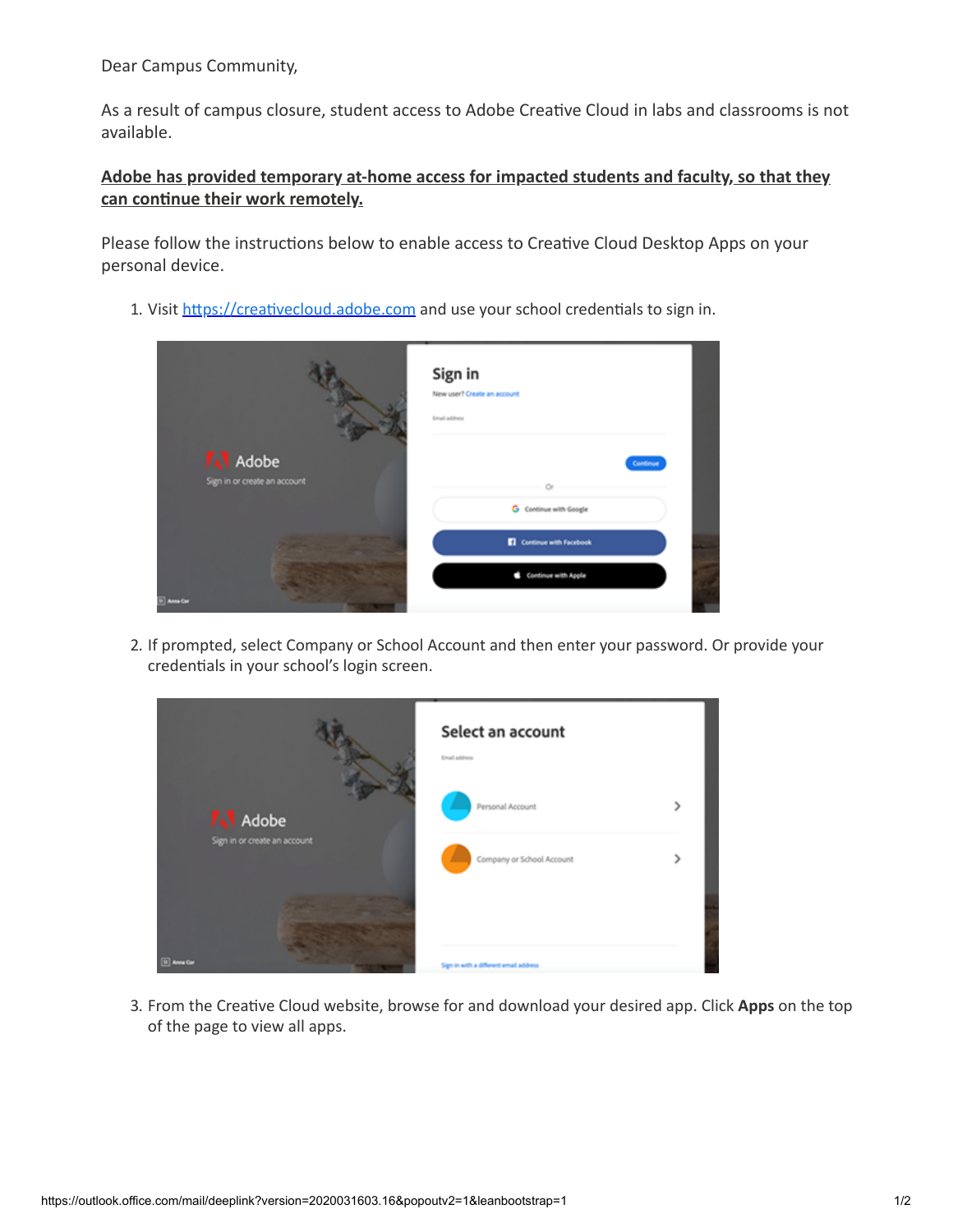Dear Campus Community,

As a result of campus closure, student access to Adobe Creative Cloud in labs and classrooms is not available.

**Adobe has provided temporary at-home access for impacted students and faculty, so that they can continue their work remotely.**

Please follow the instructions below to enable access to Creative Cloud Desktop Apps on your personal device.

1. Visit https://creativecloud.adobe.com and use your school credentials to sign in.

2. If prompted, select Company or School Account and then enter your password. Or provide your credentials in your school's login screen.

3. From the Creative Cloud website, browse for and download your desired app. Click **Apps** on the top of the page to view all apps.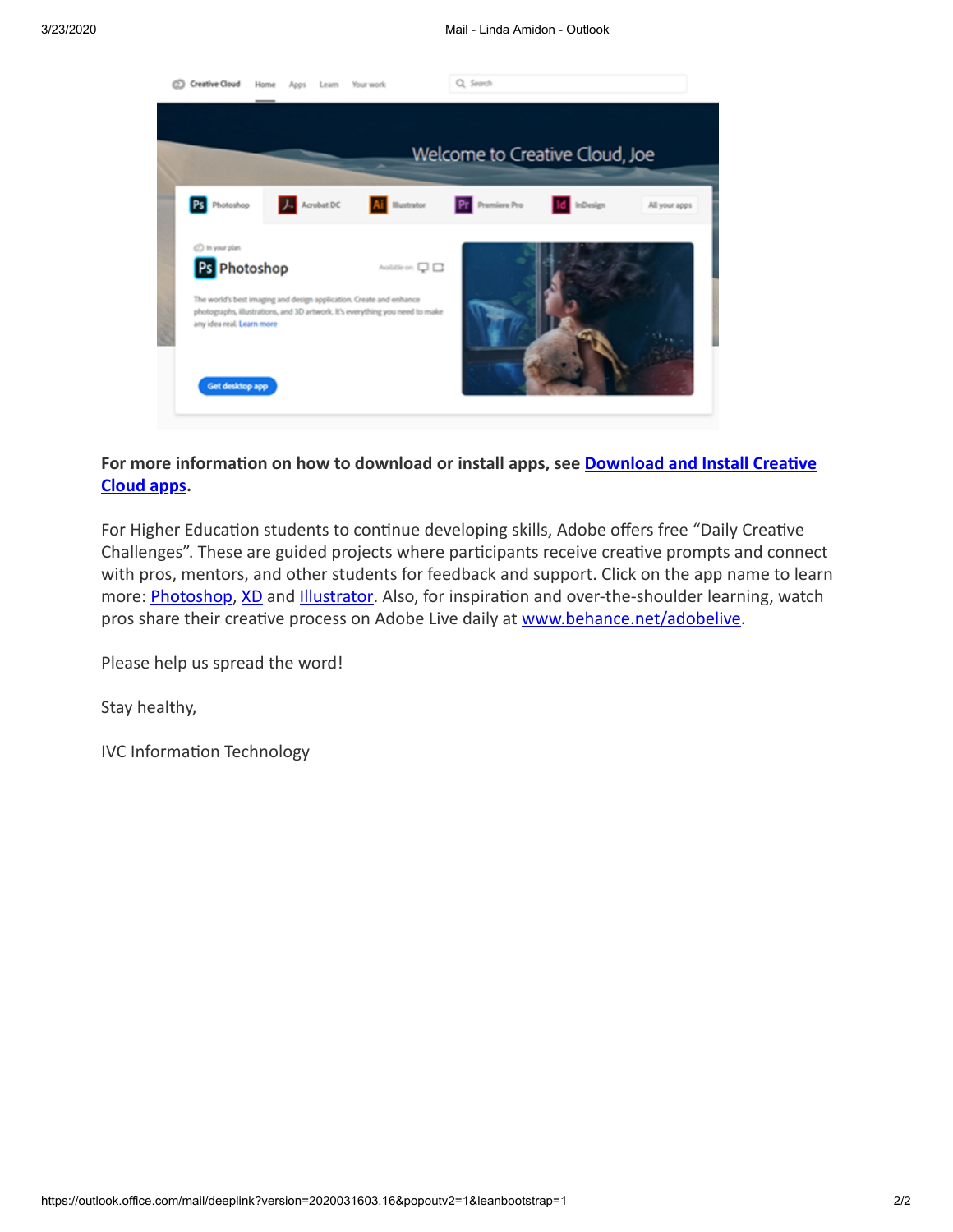**For more information on how to download or install apps, see Download and Install Creative Cloud apps.**

For Higher Education students to continue developing skills, Adobe offers free “Daily Creative Challenges”. These are guided projects where participants receive creative prompts and connect with pros, mentors, and other students for feedback and support. Click on the app name to learn more: Photoshop, XD and Illustrator. Also, for inspiration and over-the-shoulder learning, watch pros share their creative process on Adobe Live daily at www.behance.net/adobelive.

Please help us spread the word!

Stay healthy,

IVC Information Technology